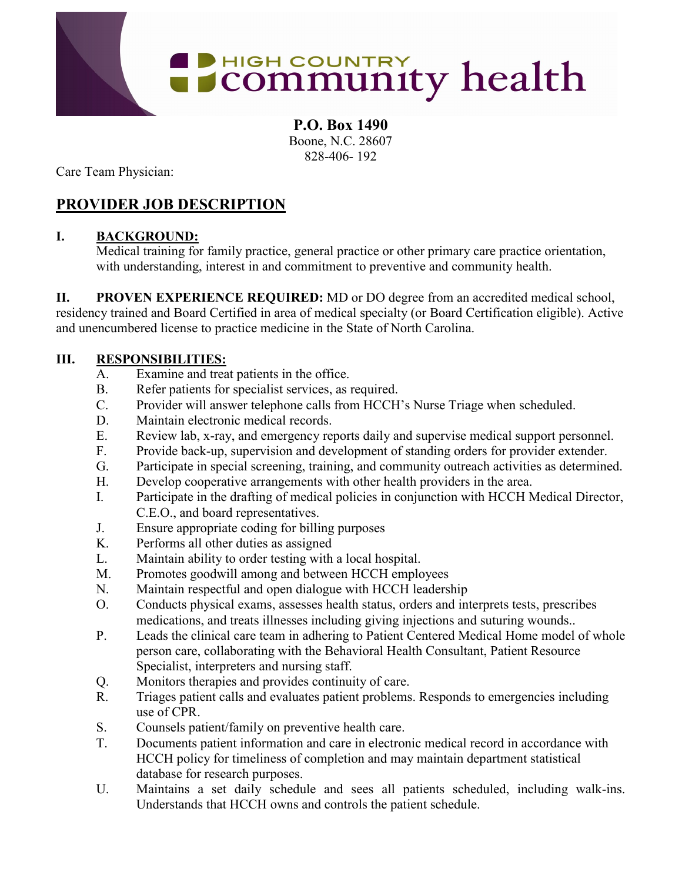# HIGH COUNTRY community health

**P.O. Box 1490**
Boone, N.C. 28607
828-406- 192

Care Team Physician:

## PROVIDER JOB DESCRIPTION

**I. BACKGROUND:**

Medical training for family practice, general practice or other primary care practice orientation, with understanding, interest in and commitment to preventive and community health.

**II. PROVEN EXPERIENCE REQUIRED:** MD or DO degree from an accredited medical school, residency trained and Board Certified in area of medical specialty (or Board Certification eligible). Active and unencumbered license to practice medicine in the State of North Carolina.

**III. RESPONSIBILITIES:**

A. Examine and treat patients in the office.

B. Refer patients for specialist services, as required.

C. Provider will answer telephone calls from HCCH's Nurse Triage when scheduled.

D. Maintain electronic medical records.

E. Review lab, x-ray, and emergency reports daily and supervise medical support personnel.

F. Provide back-up, supervision and development of standing orders for provider extender.

G. Participate in special screening, training, and community outreach activities as determined.

H. Develop cooperative arrangements with other health providers in the area.

I. Participate in the drafting of medical policies in conjunction with HCCH Medical Director, C.E.O., and board representatives.

J. Ensure appropriate coding for billing purposes

K. Performs all other duties as assigned

L. Maintain ability to order testing with a local hospital.

M. Promotes goodwill among and between HCCH employees

N. Maintain respectful and open dialogue with HCCH leadership

O. Conducts physical exams, assesses health status, orders and interprets tests, prescribes medications, and treats illnesses including giving injections and suturing wounds..

P. Leads the clinical care team in adhering to Patient Centered Medical Home model of whole person care, collaborating with the Behavioral Health Consultant, Patient Resource Specialist, interpreters and nursing staff.

Q. Monitors therapies and provides continuity of care.

R. Triages patient calls and evaluates patient problems. Responds to emergencies including use of CPR.

S. Counsels patient/family on preventive health care.

T. Documents patient information and care in electronic medical record in accordance with HCCH policy for timeliness of completion and may maintain department statistical database for research purposes.

U. Maintains a set daily schedule and sees all patients scheduled, including walk-ins. Understands that HCCH owns and controls the patient schedule.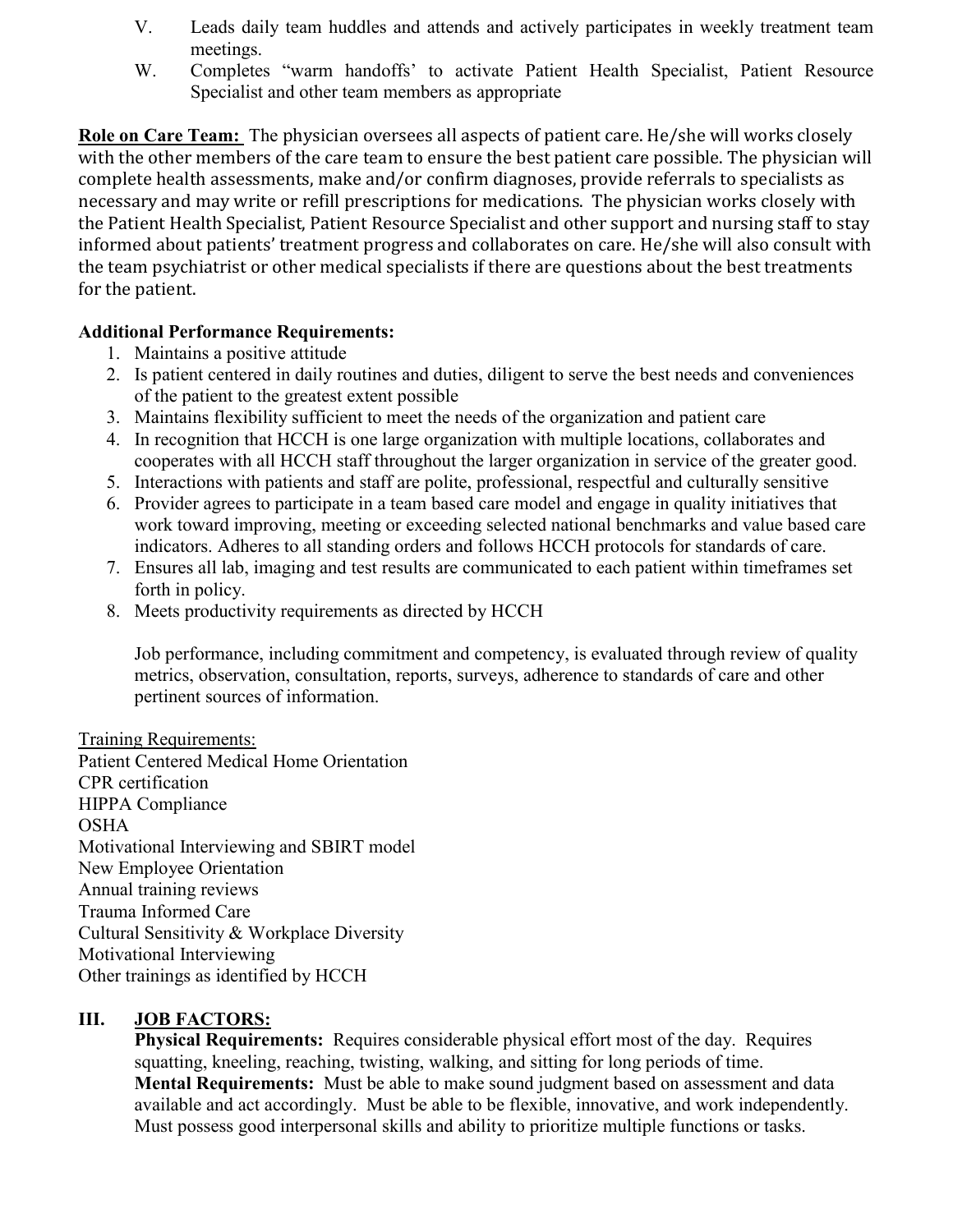V. Leads daily team huddles and attends and actively participates in weekly treatment team meetings.

W. Completes "warm handoffs' to activate Patient Health Specialist, Patient Resource Specialist and other team members as appropriate

**Role on Care Team:** The physician oversees all aspects of patient care. He/she will works closely with the other members of the care team to ensure the best patient care possible. The physician will complete health assessments, make and/or confirm diagnoses, provide referrals to specialists as necessary and may write or refill prescriptions for medications. The physician works closely with the Patient Health Specialist, Patient Resource Specialist and other support and nursing staff to stay informed about patients' treatment progress and collaborates on care. He/she will also consult with the team psychiatrist or other medical specialists if there are questions about the best treatments for the patient.

**Additional Performance Requirements:**

1. Maintains a positive attitude
2. Is patient centered in daily routines and duties, diligent to serve the best needs and conveniences of the patient to the greatest extent possible
3. Maintains flexibility sufficient to meet the needs of the organization and patient care
4. In recognition that HCCH is one large organization with multiple locations, collaborates and cooperates with all HCCH staff throughout the larger organization in service of the greater good.
5. Interactions with patients and staff are polite, professional, respectful and culturally sensitive
6. Provider agrees to participate in a team based care model and engage in quality initiatives that work toward improving, meeting or exceeding selected national benchmarks and value based care indicators. Adheres to all standing orders and follows HCCH protocols for standards of care.
7. Ensures all lab, imaging and test results are communicated to each patient within timeframes set forth in policy.
8. Meets productivity requirements as directed by HCCH

   Job performance, including commitment and competency, is evaluated through review of quality metrics, observation, consultation, reports, surveys, adherence to standards of care and other pertinent sources of information.

Training Requirements:
Patient Centered Medical Home Orientation
CPR certification
HIPPA Compliance
OSHA
Motivational Interviewing and SBIRT model
New Employee Orientation
Annual training reviews
Trauma Informed Care
Cultural Sensitivity & Workplace Diversity
Motivational Interviewing
Other trainings as identified by HCCH

## III. JOB FACTORS:

**Physical Requirements:** Requires considerable physical effort most of the day. Requires squatting, kneeling, reaching, twisting, walking, and sitting for long periods of time.
**Mental Requirements:** Must be able to make sound judgment based on assessment and data available and act accordingly. Must be able to be flexible, innovative, and work independently. Must possess good interpersonal skills and ability to prioritize multiple functions or tasks.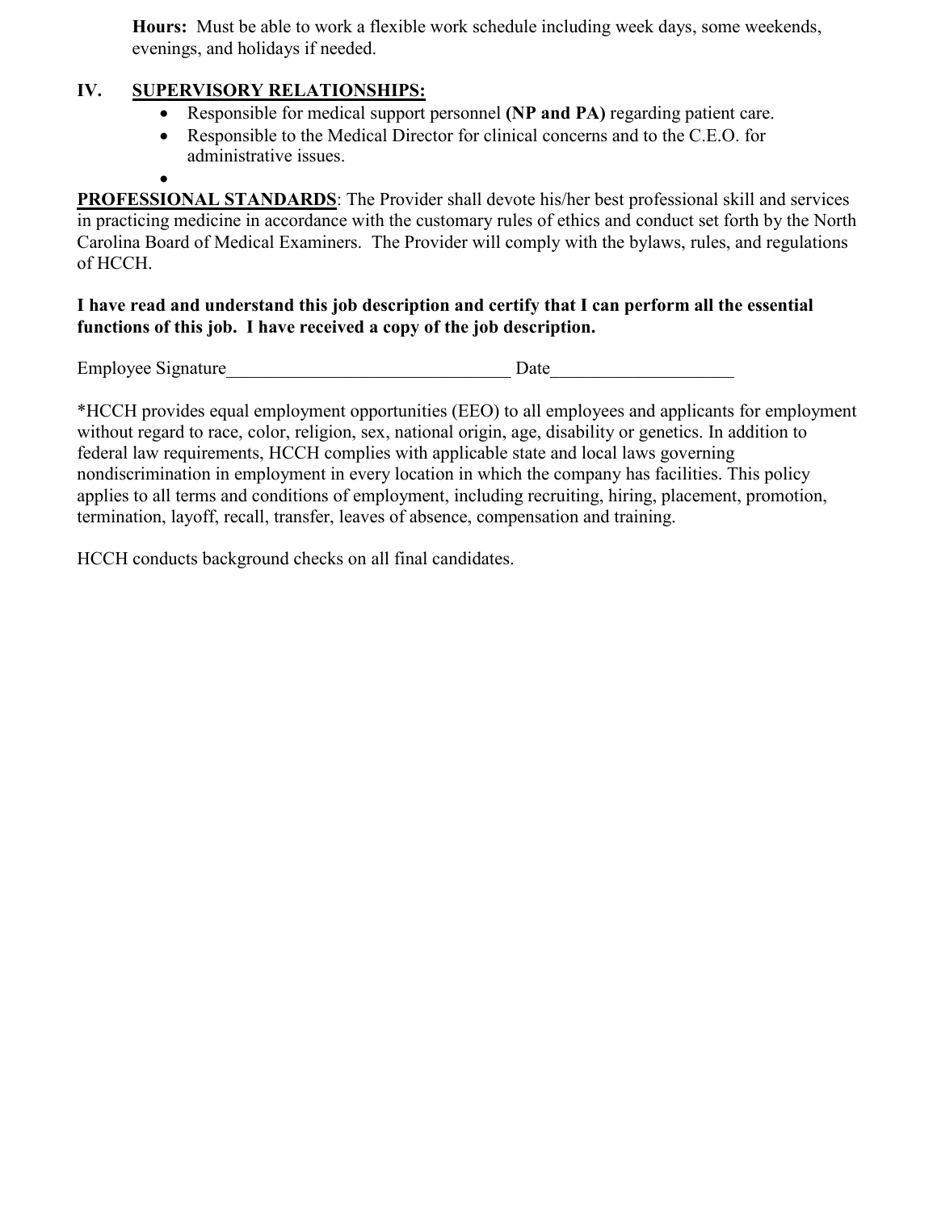**Hours:** Must be able to work a flexible work schedule including week days, some weekends, evenings, and holidays if needed.

## IV. SUPERVISORY RELATIONSHIPS:

- Responsible for medical support personnel **(NP and PA)** regarding patient care.
- Responsible to the Medical Director for clinical concerns and to the C.E.O. for administrative issues.
- 

**PROFESSIONAL STANDARDS**: The Provider shall devote his/her best professional skill and services in practicing medicine in accordance with the customary rules of ethics and conduct set forth by the North Carolina Board of Medical Examiners. The Provider will comply with the bylaws, rules, and regulations of HCCH.

**I have read and understand this job description and certify that I can perform all the essential functions of this job. I have received a copy of the job description.**

Employee Signature_______________________________ Date___________________

*HCCH provides equal employment opportunities (EEO) to all employees and applicants for employment without regard to race, color, religion, sex, national origin, age, disability or genetics. In addition to federal law requirements, HCCH complies with applicable state and local laws governing nondiscrimination in employment in every location in which the company has facilities. This policy applies to all terms and conditions of employment, including recruiting, hiring, placement, promotion, termination, layoff, recall, transfer, leaves of absence, compensation and training.

HCCH conducts background checks on all final candidates.